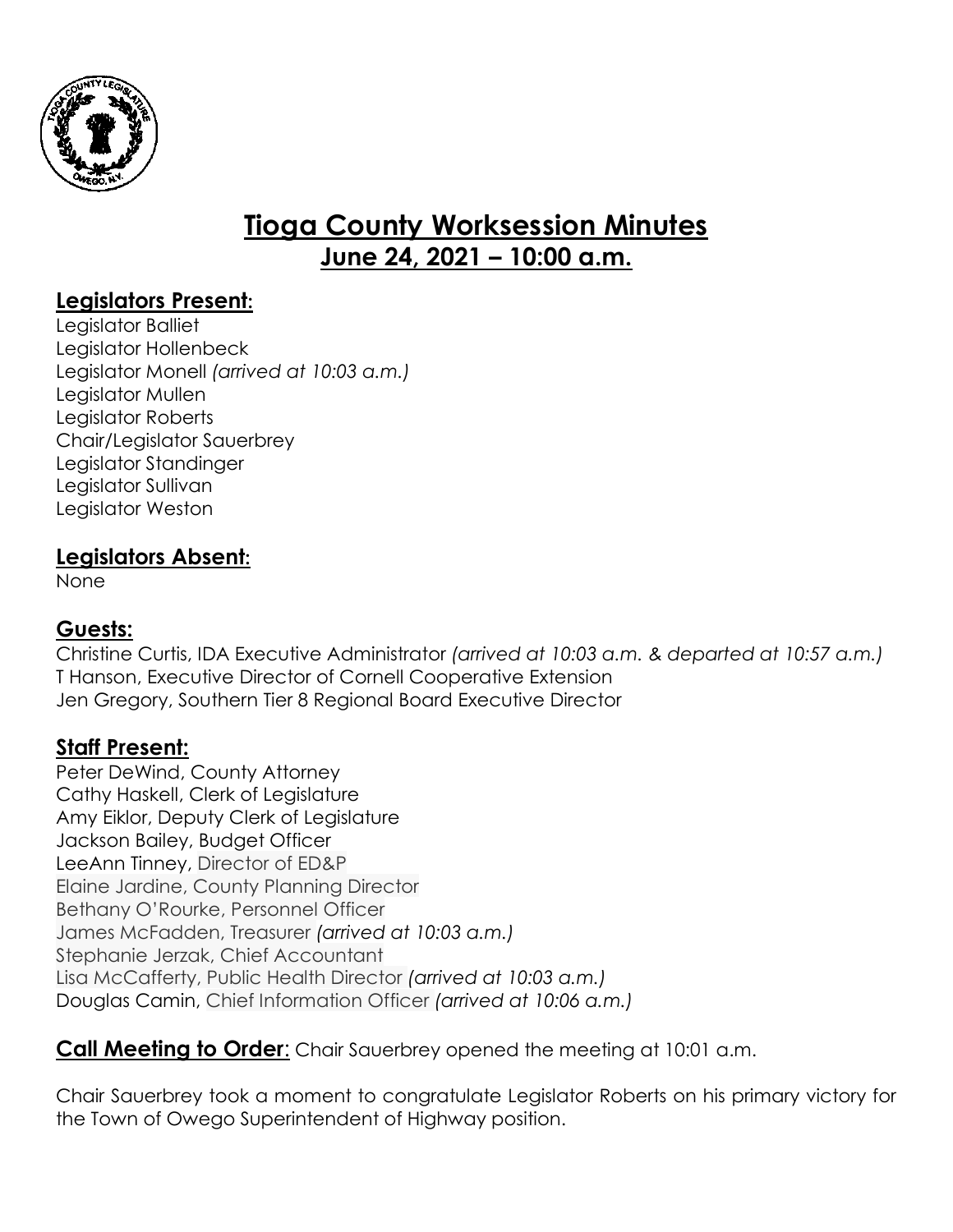# Tioga County Worksession Minutes

## June 24, 2021 – 10:00 a.m.

## Legislators Present:

Legislator Balliet
Legislator Hollenbeck
Legislator Monell *(arrived at 10:03 a.m.)*
Legislator Mullen
Legislator Roberts
Chair/Legislator Sauerbrey
Legislator Standinger
Legislator Sullivan
Legislator Weston

## Legislators Absent:

None

## Guests:

Christine Curtis, IDA Executive Administrator *(arrived at 10:03 a.m. & departed at 10:57 a.m.)*
T Hanson, Executive Director of Cornell Cooperative Extension
Jen Gregory, Southern Tier 8 Regional Board Executive Director

## Staff Present:

Peter DeWind, County Attorney
Cathy Haskell, Clerk of Legislature
Amy Eiklor, Deputy Clerk of Legislature
Jackson Bailey, Budget Officer
LeeAnn Tinney, Director of ED&P
Elaine Jardine, County Planning Director
Bethany O'Rourke, Personnel Officer
James McFadden, Treasurer *(arrived at 10:03 a.m.)*
Stephanie Jerzak, Chief Accountant
Lisa McCafferty, Public Health Director *(arrived at 10:03 a.m.)*
Douglas Camin, Chief Information Officer *(arrived at 10:06 a.m.)*

**Call Meeting to Order**: Chair Sauerbrey opened the meeting at 10:01 a.m.

Chair Sauerbrey took a moment to congratulate Legislator Roberts on his primary victory for the Town of Owego Superintendent of Highway position.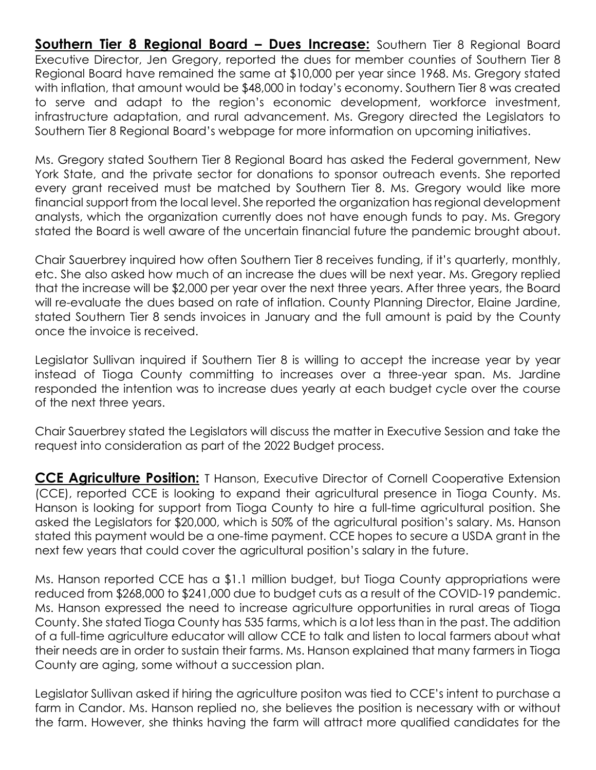**Southern Tier 8 Regional Board – Dues Increase:** Southern Tier 8 Regional Board Executive Director, Jen Gregory, reported the dues for member counties of Southern Tier 8 Regional Board have remained the same at $10,000 per year since 1968. Ms. Gregory stated with inflation, that amount would be $48,000 in today's economy. Southern Tier 8 was created to serve and adapt to the region's economic development, workforce investment, infrastructure adaptation, and rural advancement. Ms. Gregory directed the Legislators to Southern Tier 8 Regional Board's webpage for more information on upcoming initiatives.

Ms. Gregory stated Southern Tier 8 Regional Board has asked the Federal government, New York State, and the private sector for donations to sponsor outreach events. She reported every grant received must be matched by Southern Tier 8. Ms. Gregory would like more financial support from the local level. She reported the organization has regional development analysts, which the organization currently does not have enough funds to pay. Ms. Gregory stated the Board is well aware of the uncertain financial future the pandemic brought about.

Chair Sauerbrey inquired how often Southern Tier 8 receives funding, if it's quarterly, monthly, etc. She also asked how much of an increase the dues will be next year. Ms. Gregory replied that the increase will be $2,000 per year over the next three years. After three years, the Board will re-evaluate the dues based on rate of inflation. County Planning Director, Elaine Jardine, stated Southern Tier 8 sends invoices in January and the full amount is paid by the County once the invoice is received.

Legislator Sullivan inquired if Southern Tier 8 is willing to accept the increase year by year instead of Tioga County committing to increases over a three-year span. Ms. Jardine responded the intention was to increase dues yearly at each budget cycle over the course of the next three years.

Chair Sauerbrey stated the Legislators will discuss the matter in Executive Session and take the request into consideration as part of the 2022 Budget process.

**CCE Agriculture Position:** T Hanson, Executive Director of Cornell Cooperative Extension (CCE), reported CCE is looking to expand their agricultural presence in Tioga County. Ms. Hanson is looking for support from Tioga County to hire a full-time agricultural position. She asked the Legislators for $20,000, which is 50% of the agricultural position's salary. Ms. Hanson stated this payment would be a one-time payment. CCE hopes to secure a USDA grant in the next few years that could cover the agricultural position's salary in the future.

Ms. Hanson reported CCE has a $1.1 million budget, but Tioga County appropriations were reduced from $268,000 to $241,000 due to budget cuts as a result of the COVID-19 pandemic. Ms. Hanson expressed the need to increase agriculture opportunities in rural areas of Tioga County. She stated Tioga County has 535 farms, which is a lot less than in the past. The addition of a full-time agriculture educator will allow CCE to talk and listen to local farmers about what their needs are in order to sustain their farms. Ms. Hanson explained that many farmers in Tioga County are aging, some without a succession plan.

Legislator Sullivan asked if hiring the agriculture positon was tied to CCE's intent to purchase a farm in Candor. Ms. Hanson replied no, she believes the position is necessary with or without the farm. However, she thinks having the farm will attract more qualified candidates for the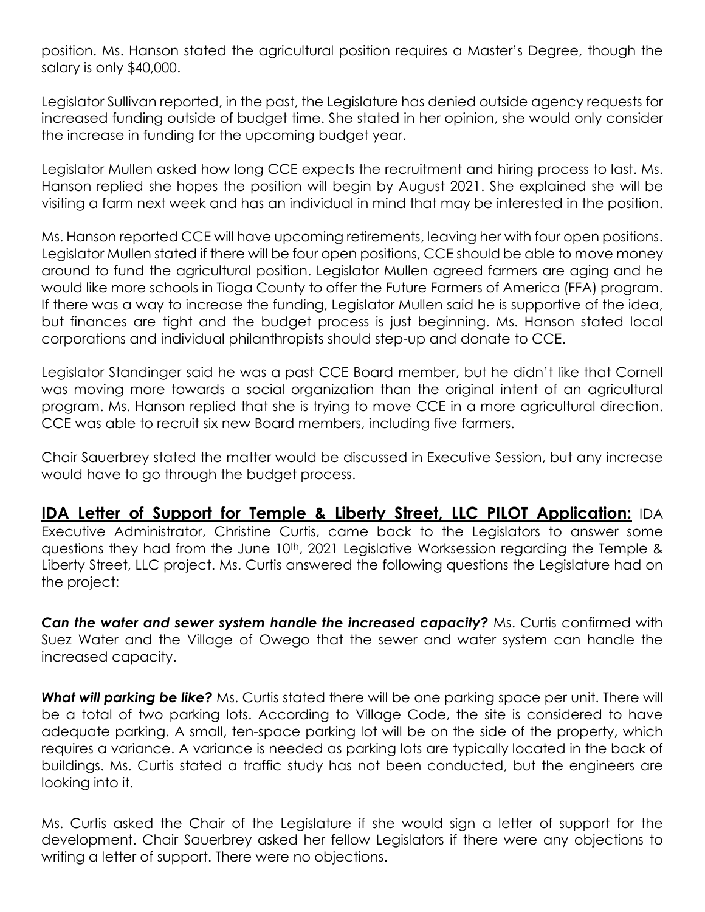position. Ms. Hanson stated the agricultural position requires a Master's Degree, though the salary is only $40,000.

Legislator Sullivan reported, in the past, the Legislature has denied outside agency requests for increased funding outside of budget time. She stated in her opinion, she would only consider the increase in funding for the upcoming budget year.

Legislator Mullen asked how long CCE expects the recruitment and hiring process to last. Ms. Hanson replied she hopes the position will begin by August 2021. She explained she will be visiting a farm next week and has an individual in mind that may be interested in the position.

Ms. Hanson reported CCE will have upcoming retirements, leaving her with four open positions. Legislator Mullen stated if there will be four open positions, CCE should be able to move money around to fund the agricultural position. Legislator Mullen agreed farmers are aging and he would like more schools in Tioga County to offer the Future Farmers of America (FFA) program. If there was a way to increase the funding, Legislator Mullen said he is supportive of the idea, but finances are tight and the budget process is just beginning. Ms. Hanson stated local corporations and individual philanthropists should step-up and donate to CCE.

Legislator Standinger said he was a past CCE Board member, but he didn't like that Cornell was moving more towards a social organization than the original intent of an agricultural program. Ms. Hanson replied that she is trying to move CCE in a more agricultural direction. CCE was able to recruit six new Board members, including five farmers.

Chair Sauerbrey stated the matter would be discussed in Executive Session, but any increase would have to go through the budget process.

**IDA Letter of Support for Temple & Liberty Street, LLC PILOT Application:** IDA Executive Administrator, Christine Curtis, came back to the Legislators to answer some questions they had from the June 10th, 2021 Legislative Worksession regarding the Temple & Liberty Street, LLC project. Ms. Curtis answered the following questions the Legislature had on the project:

***Can the water and sewer system handle the increased capacity?*** Ms. Curtis confirmed with Suez Water and the Village of Owego that the sewer and water system can handle the increased capacity.

***What will parking be like?*** Ms. Curtis stated there will be one parking space per unit. There will be a total of two parking lots. According to Village Code, the site is considered to have adequate parking. A small, ten-space parking lot will be on the side of the property, which requires a variance. A variance is needed as parking lots are typically located in the back of buildings. Ms. Curtis stated a traffic study has not been conducted, but the engineers are looking into it.

Ms. Curtis asked the Chair of the Legislature if she would sign a letter of support for the development. Chair Sauerbrey asked her fellow Legislators if there were any objections to writing a letter of support. There were no objections.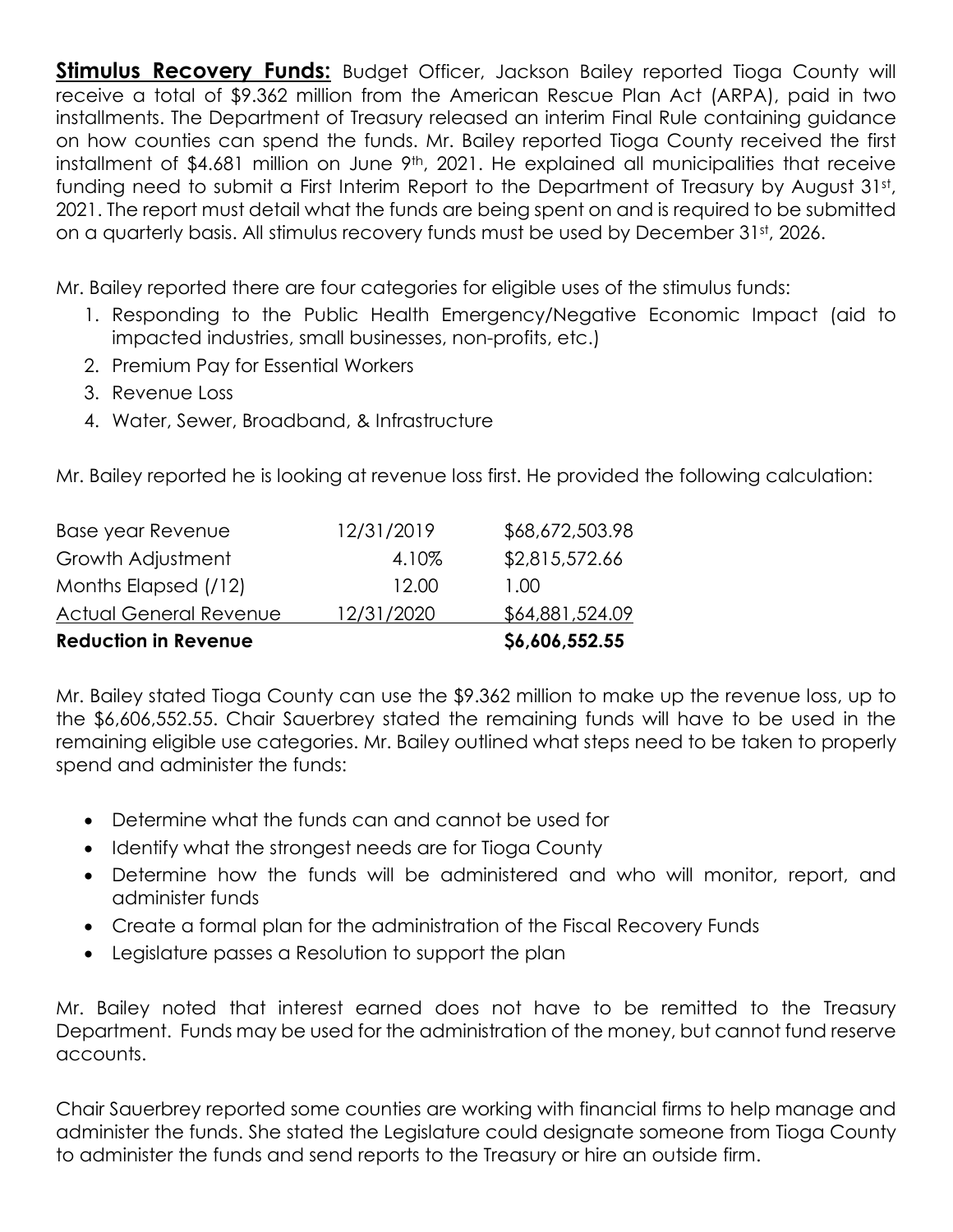**Stimulus Recovery Funds:** Budget Officer, Jackson Bailey reported Tioga County will receive a total of $9.362 million from the American Rescue Plan Act (ARPA), paid in two installments. The Department of Treasury released an interim Final Rule containing guidance on how counties can spend the funds. Mr. Bailey reported Tioga County received the first installment of $4.681 million on June 9th, 2021. He explained all municipalities that receive funding need to submit a First Interim Report to the Department of Treasury by August 31st, 2021. The report must detail what the funds are being spent on and is required to be submitted on a quarterly basis. All stimulus recovery funds must be used by December 31st, 2026.

Mr. Bailey reported there are four categories for eligible uses of the stimulus funds:

1. Responding to the Public Health Emergency/Negative Economic Impact (aid to impacted industries, small businesses, non-profits, etc.)
2. Premium Pay for Essential Workers
3. Revenue Loss
4. Water, Sewer, Broadband, & Infrastructure

Mr. Bailey reported he is looking at revenue loss first. He provided the following calculation:

| | | |
|---|---|---|
| Base year Revenue | 12/31/2019 | $68,672,503.98 |
| Growth Adjustment | 4.10% | $2,815,572.66 |
| Months Elapsed (/12) | 12.00 | 1.00 |
| Actual General Revenue | 12/31/2020 | $64,881,524.09 |
| **Reduction in Revenue** | | **$6,606,552.55** |

Mr. Bailey stated Tioga County can use the $9.362 million to make up the revenue loss, up to the $6,606,552.55. Chair Sauerbrey stated the remaining funds will have to be used in the remaining eligible use categories. Mr. Bailey outlined what steps need to be taken to properly spend and administer the funds:

- Determine what the funds can and cannot be used for
- Identify what the strongest needs are for Tioga County
- Determine how the funds will be administered and who will monitor, report, and administer funds
- Create a formal plan for the administration of the Fiscal Recovery Funds
- Legislature passes a Resolution to support the plan

Mr. Bailey noted that interest earned does not have to be remitted to the Treasury Department. Funds may be used for the administration of the money, but cannot fund reserve accounts.

Chair Sauerbrey reported some counties are working with financial firms to help manage and administer the funds. She stated the Legislature could designate someone from Tioga County to administer the funds and send reports to the Treasury or hire an outside firm.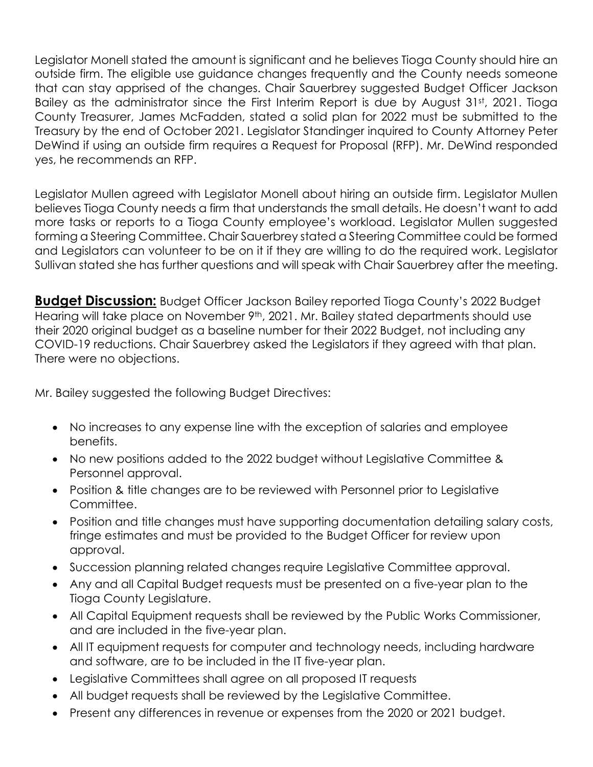Legislator Monell stated the amount is significant and he believes Tioga County should hire an outside firm. The eligible use guidance changes frequently and the County needs someone that can stay apprised of the changes. Chair Sauerbrey suggested Budget Officer Jackson Bailey as the administrator since the First Interim Report is due by August 31st, 2021. Tioga County Treasurer, James McFadden, stated a solid plan for 2022 must be submitted to the Treasury by the end of October 2021. Legislator Standinger inquired to County Attorney Peter DeWind if using an outside firm requires a Request for Proposal (RFP). Mr. DeWind responded yes, he recommends an RFP.

Legislator Mullen agreed with Legislator Monell about hiring an outside firm. Legislator Mullen believes Tioga County needs a firm that understands the small details. He doesn't want to add more tasks or reports to a Tioga County employee's workload. Legislator Mullen suggested forming a Steering Committee. Chair Sauerbrey stated a Steering Committee could be formed and Legislators can volunteer to be on it if they are willing to do the required work. Legislator Sullivan stated she has further questions and will speak with Chair Sauerbrey after the meeting.

**Budget Discussion:** Budget Officer Jackson Bailey reported Tioga County's 2022 Budget Hearing will take place on November 9th, 2021. Mr. Bailey stated departments should use their 2020 original budget as a baseline number for their 2022 Budget, not including any COVID-19 reductions. Chair Sauerbrey asked the Legislators if they agreed with that plan. There were no objections.

Mr. Bailey suggested the following Budget Directives:

- No increases to any expense line with the exception of salaries and employee benefits.
- No new positions added to the 2022 budget without Legislative Committee & Personnel approval.
- Position & title changes are to be reviewed with Personnel prior to Legislative Committee.
- Position and title changes must have supporting documentation detailing salary costs, fringe estimates and must be provided to the Budget Officer for review upon approval.
- Succession planning related changes require Legislative Committee approval.
- Any and all Capital Budget requests must be presented on a five-year plan to the Tioga County Legislature.
- All Capital Equipment requests shall be reviewed by the Public Works Commissioner, and are included in the five-year plan.
- All IT equipment requests for computer and technology needs, including hardware and software, are to be included in the IT five-year plan.
- Legislative Committees shall agree on all proposed IT requests
- All budget requests shall be reviewed by the Legislative Committee.
- Present any differences in revenue or expenses from the 2020 or 2021 budget.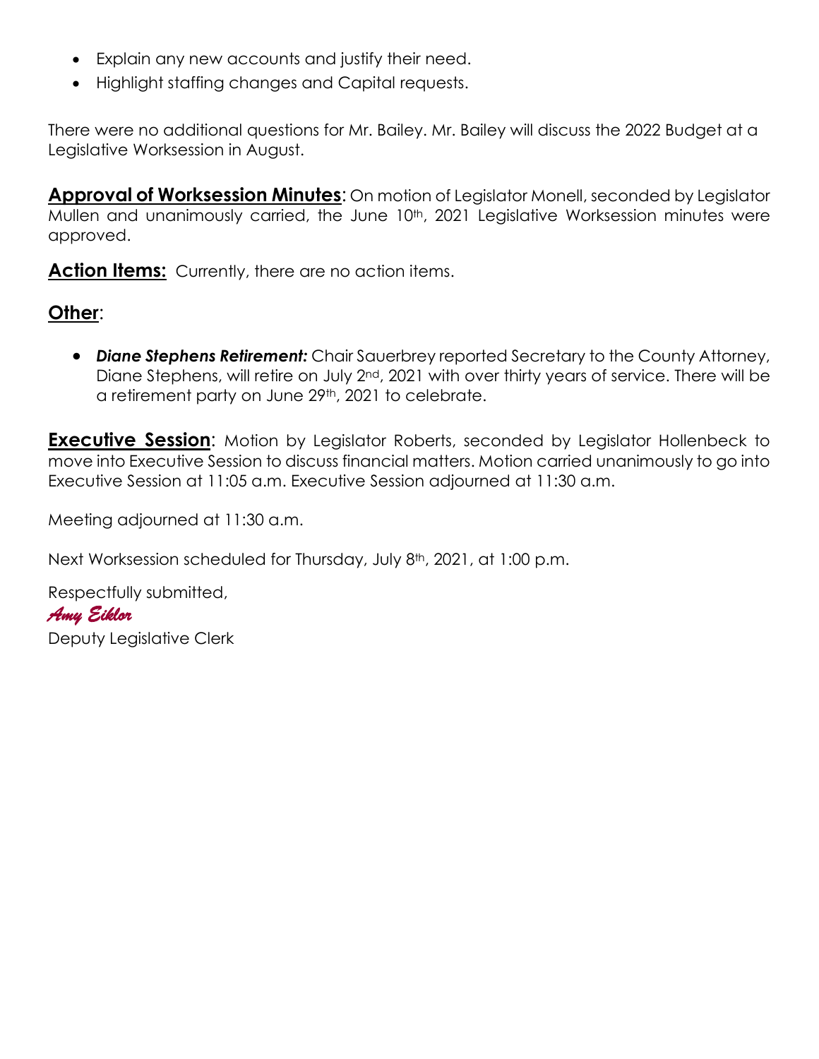- Explain any new accounts and justify their need.
- Highlight staffing changes and Capital requests.

There were no additional questions for Mr. Bailey. Mr. Bailey will discuss the 2022 Budget at a Legislative Worksession in August.

**Approval of Worksession Minutes**: On motion of Legislator Monell, seconded by Legislator Mullen and unanimously carried, the June 10th, 2021 Legislative Worksession minutes were approved.

**Action Items:** Currently, there are no action items.

**Other**:

- ***Diane Stephens Retirement:*** Chair Sauerbrey reported Secretary to the County Attorney, Diane Stephens, will retire on July 2nd, 2021 with over thirty years of service. There will be a retirement party on June 29th, 2021 to celebrate.

**Executive Session**: Motion by Legislator Roberts, seconded by Legislator Hollenbeck to move into Executive Session to discuss financial matters. Motion carried unanimously to go into Executive Session at 11:05 a.m. Executive Session adjourned at 11:30 a.m.

Meeting adjourned at 11:30 a.m.

Next Worksession scheduled for Thursday, July 8th, 2021, at 1:00 p.m.

Respectfully submitted,

*Amy Eiklor*

Deputy Legislative Clerk